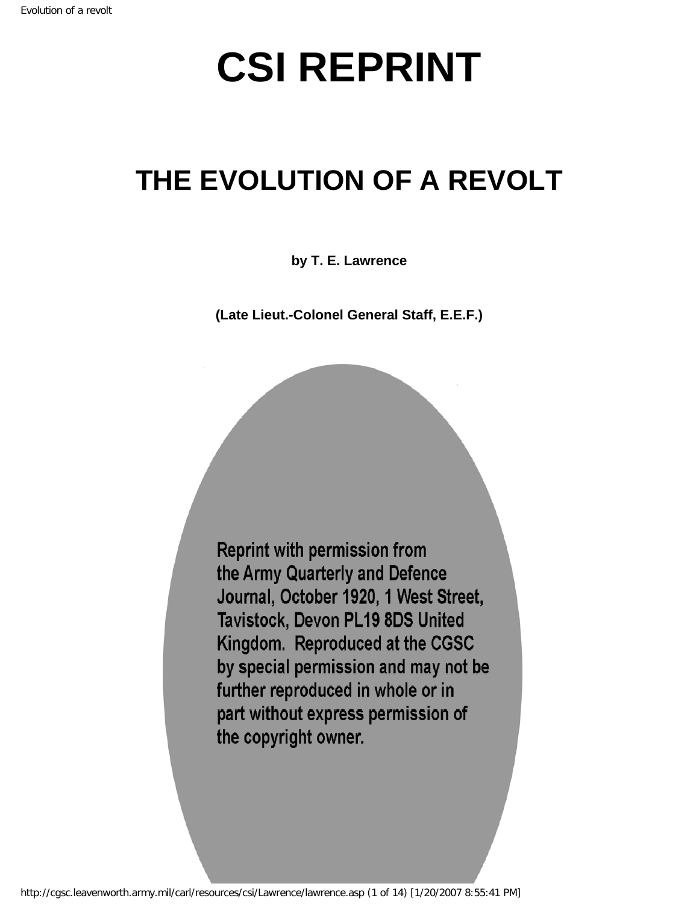# CSI REPRINT

## THE EVOLUTION OF A REVOLT

**by T. E. Lawrence**

**(Late Lieut.-Colonel General Staff, E.E.F.)**

Reprint with permission from the Army Quarterly and Defence Journal, October 1920, 1 West Street, Tavistock, Devon PL19 8DS United Kingdom. Reproduced at the CGSC by special permission and may not be further reproduced in whole or in part without express permission of the copyright owner.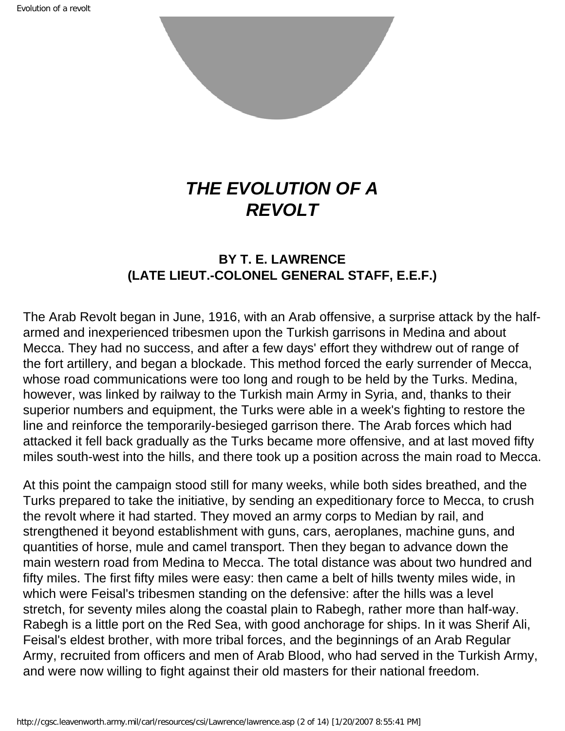# THE EVOLUTION OF A REVOLT

### BY T. E. LAWRENCE
### (LATE LIEUT.-COLONEL GENERAL STAFF, E.E.F.)

The Arab Revolt began in June, 1916, with an Arab offensive, a surprise attack by the half-armed and inexperienced tribesmen upon the Turkish garrisons in Medina and about Mecca. They had no success, and after a few days' effort they withdrew out of range of the fort artillery, and began a blockade. This method forced the early surrender of Mecca, whose road communications were too long and rough to be held by the Turks. Medina, however, was linked by railway to the Turkish main Army in Syria, and, thanks to their superior numbers and equipment, the Turks were able in a week's fighting to restore the line and reinforce the temporarily-besieged garrison there. The Arab forces which had attacked it fell back gradually as the Turks became more offensive, and at last moved fifty miles south-west into the hills, and there took up a position across the main road to Mecca.

At this point the campaign stood still for many weeks, while both sides breathed, and the Turks prepared to take the initiative, by sending an expeditionary force to Mecca, to crush the revolt where it had started. They moved an army corps to Median by rail, and strengthened it beyond establishment with guns, cars, aeroplanes, machine guns, and quantities of horse, mule and camel transport. Then they began to advance down the main western road from Medina to Mecca. The total distance was about two hundred and fifty miles. The first fifty miles were easy: then came a belt of hills twenty miles wide, in which were Feisal's tribesmen standing on the defensive: after the hills was a level stretch, for seventy miles along the coastal plain to Rabegh, rather more than half-way. Rabegh is a little port on the Red Sea, with good anchorage for ships. In it was Sherif Ali, Feisal's eldest brother, with more tribal forces, and the beginnings of an Arab Regular Army, recruited from officers and men of Arab Blood, who had served in the Turkish Army, and were now willing to fight against their old masters for their national freedom.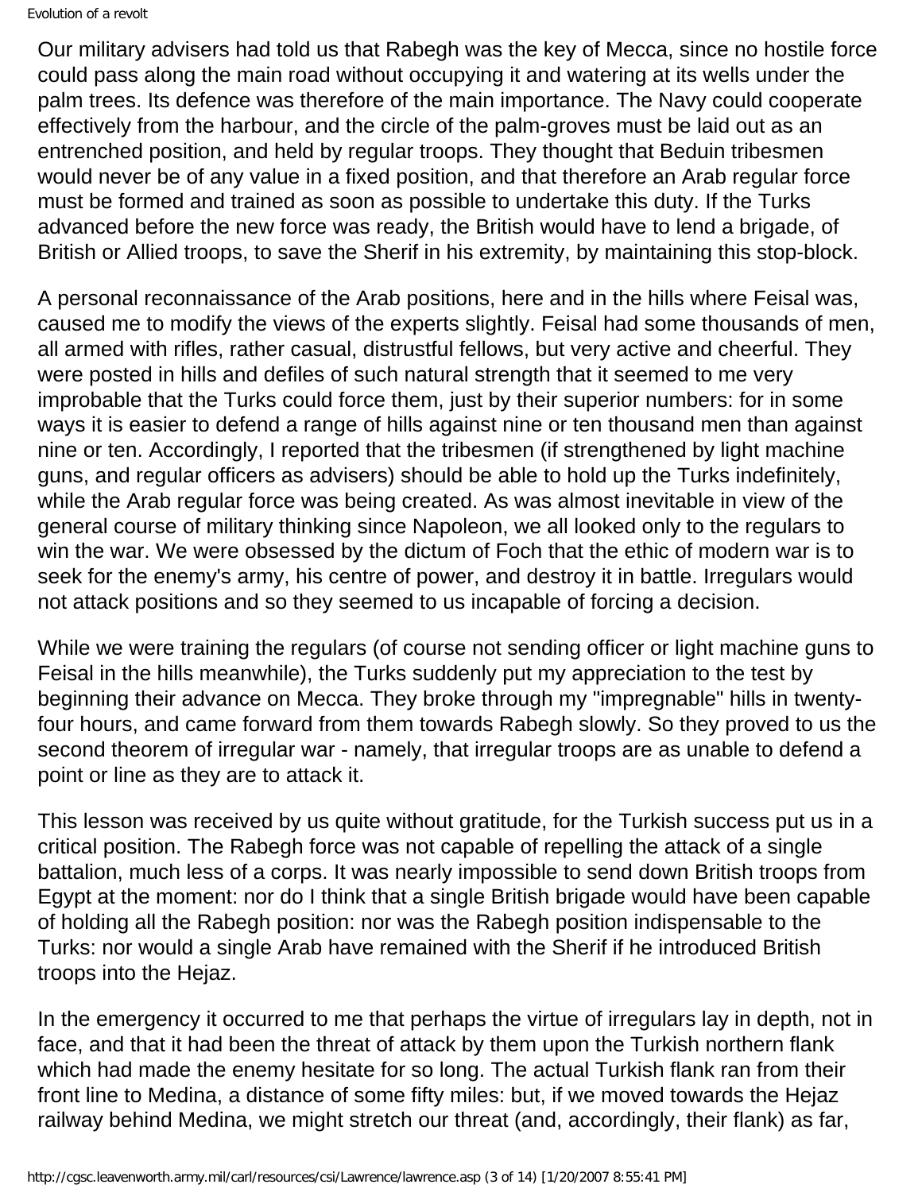Our military advisers had told us that Rabegh was the key of Mecca, since no hostile force could pass along the main road without occupying it and watering at its wells under the palm trees. Its defence was therefore of the main importance. The Navy could cooperate effectively from the harbour, and the circle of the palm-groves must be laid out as an entrenched position, and held by regular troops. They thought that Beduin tribesmen would never be of any value in a fixed position, and that therefore an Arab regular force must be formed and trained as soon as possible to undertake this duty. If the Turks advanced before the new force was ready, the British would have to lend a brigade, of British or Allied troops, to save the Sherif in his extremity, by maintaining this stop-block.

A personal reconnaissance of the Arab positions, here and in the hills where Feisal was, caused me to modify the views of the experts slightly. Feisal had some thousands of men, all armed with rifles, rather casual, distrustful fellows, but very active and cheerful. They were posted in hills and defiles of such natural strength that it seemed to me very improbable that the Turks could force them, just by their superior numbers: for in some ways it is easier to defend a range of hills against nine or ten thousand men than against nine or ten. Accordingly, I reported that the tribesmen (if strengthened by light machine guns, and regular officers as advisers) should be able to hold up the Turks indefinitely, while the Arab regular force was being created. As was almost inevitable in view of the general course of military thinking since Napoleon, we all looked only to the regulars to win the war. We were obsessed by the dictum of Foch that the ethic of modern war is to seek for the enemy's army, his centre of power, and destroy it in battle. Irregulars would not attack positions and so they seemed to us incapable of forcing a decision.

While we were training the regulars (of course not sending officer or light machine guns to Feisal in the hills meanwhile), the Turks suddenly put my appreciation to the test by beginning their advance on Mecca. They broke through my "impregnable" hills in twenty-four hours, and came forward from them towards Rabegh slowly. So they proved to us the second theorem of irregular war - namely, that irregular troops are as unable to defend a point or line as they are to attack it.

This lesson was received by us quite without gratitude, for the Turkish success put us in a critical position. The Rabegh force was not capable of repelling the attack of a single battalion, much less of a corps. It was nearly impossible to send down British troops from Egypt at the moment: nor do I think that a single British brigade would have been capable of holding all the Rabegh position: nor was the Rabegh position indispensable to the Turks: nor would a single Arab have remained with the Sherif if he introduced British troops into the Hejaz.

In the emergency it occurred to me that perhaps the virtue of irregulars lay in depth, not in face, and that it had been the threat of attack by them upon the Turkish northern flank which had made the enemy hesitate for so long. The actual Turkish flank ran from their front line to Medina, a distance of some fifty miles: but, if we moved towards the Hejaz railway behind Medina, we might stretch our threat (and, accordingly, their flank) as far,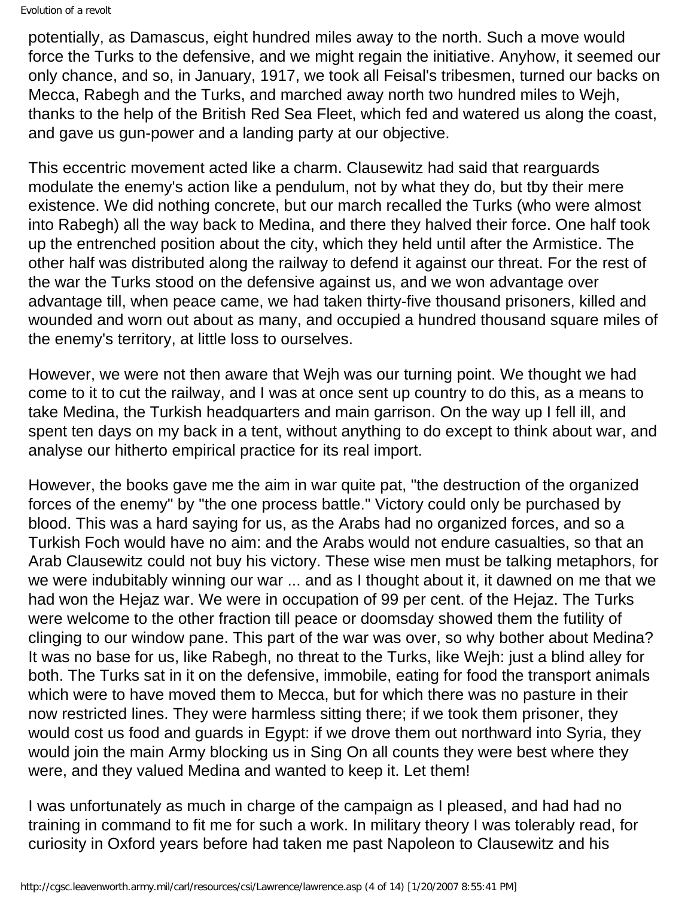potentially, as Damascus, eight hundred miles away to the north. Such a move would force the Turks to the defensive, and we might regain the initiative. Anyhow, it seemed our only chance, and so, in January, 1917, we took all Feisal's tribesmen, turned our backs on Mecca, Rabegh and the Turks, and marched away north two hundred miles to Wejh, thanks to the help of the British Red Sea Fleet, which fed and watered us along the coast, and gave us gun-power and a landing party at our objective.

This eccentric movement acted like a charm. Clausewitz had said that rearguards modulate the enemy's action like a pendulum, not by what they do, but tby their mere existence. We did nothing concrete, but our march recalled the Turks (who were almost into Rabegh) all the way back to Medina, and there they halved their force. One half took up the entrenched position about the city, which they held until after the Armistice. The other half was distributed along the railway to defend it against our threat. For the rest of the war the Turks stood on the defensive against us, and we won advantage over advantage till, when peace came, we had taken thirty-five thousand prisoners, killed and wounded and worn out about as many, and occupied a hundred thousand square miles of the enemy's territory, at little loss to ourselves.

However, we were not then aware that Wejh was our turning point. We thought we had come to it to cut the railway, and I was at once sent up country to do this, as a means to take Medina, the Turkish headquarters and main garrison. On the way up I fell ill, and spent ten days on my back in a tent, without anything to do except to think about war, and analyse our hitherto empirical practice for its real import.

However, the books gave me the aim in war quite pat, "the destruction of the organized forces of the enemy" by "the one process battle." Victory could only be purchased by blood. This was a hard saying for us, as the Arabs had no organized forces, and so a Turkish Foch would have no aim: and the Arabs would not endure casualties, so that an Arab Clausewitz could not buy his victory. These wise men must be talking metaphors, for we were indubitably winning our war ... and as I thought about it, it dawned on me that we had won the Hejaz war. We were in occupation of 99 per cent. of the Hejaz. The Turks were welcome to the other fraction till peace or doomsday showed them the futility of clinging to our window pane. This part of the war was over, so why bother about Medina? It was no base for us, like Rabegh, no threat to the Turks, like Wejh: just a blind alley for both. The Turks sat in it on the defensive, immobile, eating for food the transport animals which were to have moved them to Mecca, but for which there was no pasture in their now restricted lines. They were harmless sitting there; if we took them prisoner, they would cost us food and guards in Egypt: if we drove them out northward into Syria, they would join the main Army blocking us in Sing On all counts they were best where they were, and they valued Medina and wanted to keep it. Let them!

I was unfortunately as much in charge of the campaign as I pleased, and had had no training in command to fit me for such a work. In military theory I was tolerably read, for curiosity in Oxford years before had taken me past Napoleon to Clausewitz and his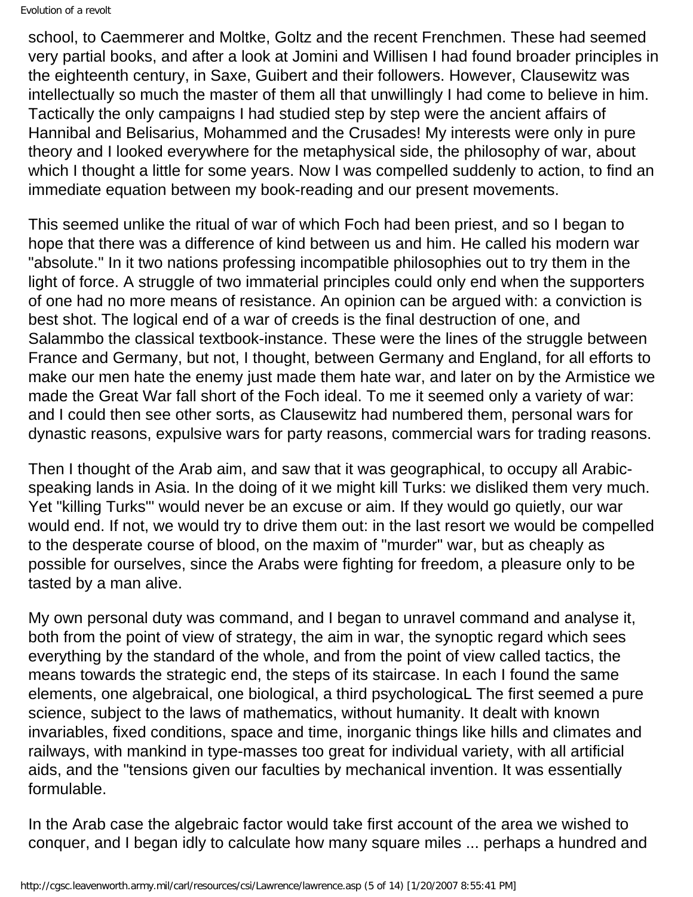school, to Caemmerer and Moltke, Goltz and the recent Frenchmen. These had seemed very partial books, and after a look at Jomini and Willisen I had found broader principles in the eighteenth century, in Saxe, Guibert and their followers. However, Clausewitz was intellectually so much the master of them all that unwillingly I had come to believe in him. Tactically the only campaigns I had studied step by step were the ancient affairs of Hannibal and Belisarius, Mohammed and the Crusades! My interests were only in pure theory and I looked everywhere for the metaphysical side, the philosophy of war, about which I thought a little for some years. Now I was compelled suddenly to action, to find an immediate equation between my book-reading and our present movements.

This seemed unlike the ritual of war of which Foch had been priest, and so I began to hope that there was a difference of kind between us and him. He called his modern war "absolute." In it two nations professing incompatible philosophies out to try them in the light of force. A struggle of two immaterial principles could only end when the supporters of one had no more means of resistance. An opinion can be argued with: a conviction is best shot. The logical end of a war of creeds is the final destruction of one, and Salammbo the classical textbook-instance. These were the lines of the struggle between France and Germany, but not, I thought, between Germany and England, for all efforts to make our men hate the enemy just made them hate war, and later on by the Armistice we made the Great War fall short of the Foch ideal. To me it seemed only a variety of war: and I could then see other sorts, as Clausewitz had numbered them, personal wars for dynastic reasons, expulsive wars for party reasons, commercial wars for trading reasons.

Then I thought of the Arab aim, and saw that it was geographical, to occupy all Arabic-speaking lands in Asia. In the doing of it we might kill Turks: we disliked them very much. Yet "killing Turks"' would never be an excuse or aim. If they would go quietly, our war would end. If not, we would try to drive them out: in the last resort we would be compelled to the desperate course of blood, on the maxim of "murder" war, but as cheaply as possible for ourselves, since the Arabs were fighting for freedom, a pleasure only to be tasted by a man alive.

My own personal duty was command, and I began to unravel command and analyse it, both from the point of view of strategy, the aim in war, the synoptic regard which sees everything by the standard of the whole, and from the point of view called tactics, the means towards the strategic end, the steps of its staircase. In each I found the same elements, one algebraical, one biological, a third psychologicaL The first seemed a pure science, subject to the laws of mathematics, without humanity. It dealt with known invariables, fixed conditions, space and time, inorganic things like hills and climates and railways, with mankind in type-masses too great for individual variety, with all artificial aids, and the "tensions given our faculties by mechanical invention. It was essentially formulable.

In the Arab case the algebraic factor would take first account of the area we wished to conquer, and I began idly to calculate how many square miles ... perhaps a hundred and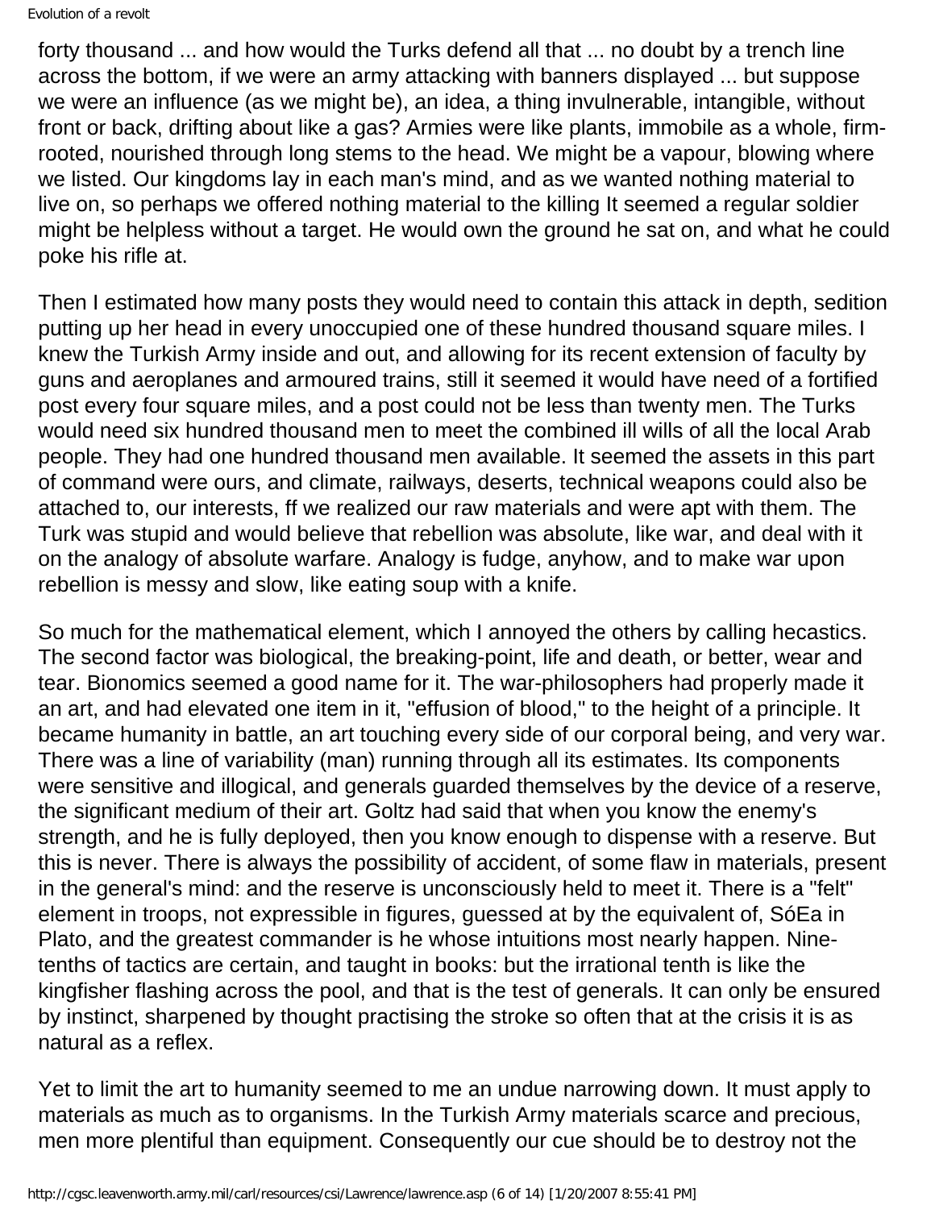forty thousand ... and how would the Turks defend all that ... no doubt by a trench line across the bottom, if we were an army attacking with banners displayed ... but suppose we were an influence (as we might be), an idea, a thing invulnerable, intangible, without front or back, drifting about like a gas? Armies were like plants, immobile as a whole, firm-rooted, nourished through long stems to the head. We might be a vapour, blowing where we listed. Our kingdoms lay in each man's mind, and as we wanted nothing material to live on, so perhaps we offered nothing material to the killing It seemed a regular soldier might be helpless without a target. He would own the ground he sat on, and what he could poke his rifle at.

Then I estimated how many posts they would need to contain this attack in depth, sedition putting up her head in every unoccupied one of these hundred thousand square miles. I knew the Turkish Army inside and out, and allowing for its recent extension of faculty by guns and aeroplanes and armoured trains, still it seemed it would have need of a fortified post every four square miles, and a post could not be less than twenty men. The Turks would need six hundred thousand men to meet the combined ill wills of all the local Arab people. They had one hundred thousand men available. It seemed the assets in this part of command were ours, and climate, railways, deserts, technical weapons could also be attached to, our interests, ff we realized our raw materials and were apt with them. The Turk was stupid and would believe that rebellion was absolute, like war, and deal with it on the analogy of absolute warfare. Analogy is fudge, anyhow, and to make war upon rebellion is messy and slow, like eating soup with a knife.

So much for the mathematical element, which I annoyed the others by calling hecastics. The second factor was biological, the breaking-point, life and death, or better, wear and tear. Bionomics seemed a good name for it. The war-philosophers had properly made it an art, and had elevated one item in it, "effusion of blood," to the height of a principle. It became humanity in battle, an art touching every side of our corporal being, and very war. There was a line of variability (man) running through all its estimates. Its components were sensitive and illogical, and generals guarded themselves by the device of a reserve, the significant medium of their art. Goltz had said that when you know the enemy's strength, and he is fully deployed, then you know enough to dispense with a reserve. But this is never. There is always the possibility of accident, of some flaw in materials, present in the general's mind: and the reserve is unconsciously held to meet it. There is a "felt" element in troops, not expressible in figures, guessed at by the equivalent of, SóEa in Plato, and the greatest commander is he whose intuitions most nearly happen. Nine-tenths of tactics are certain, and taught in books: but the irrational tenth is like the kingfisher flashing across the pool, and that is the test of generals. It can only be ensured by instinct, sharpened by thought practising the stroke so often that at the crisis it is as natural as a reflex.

Yet to limit the art to humanity seemed to me an undue narrowing down. It must apply to materials as much as to organisms. In the Turkish Army materials scarce and precious, men more plentiful than equipment. Consequently our cue should be to destroy not the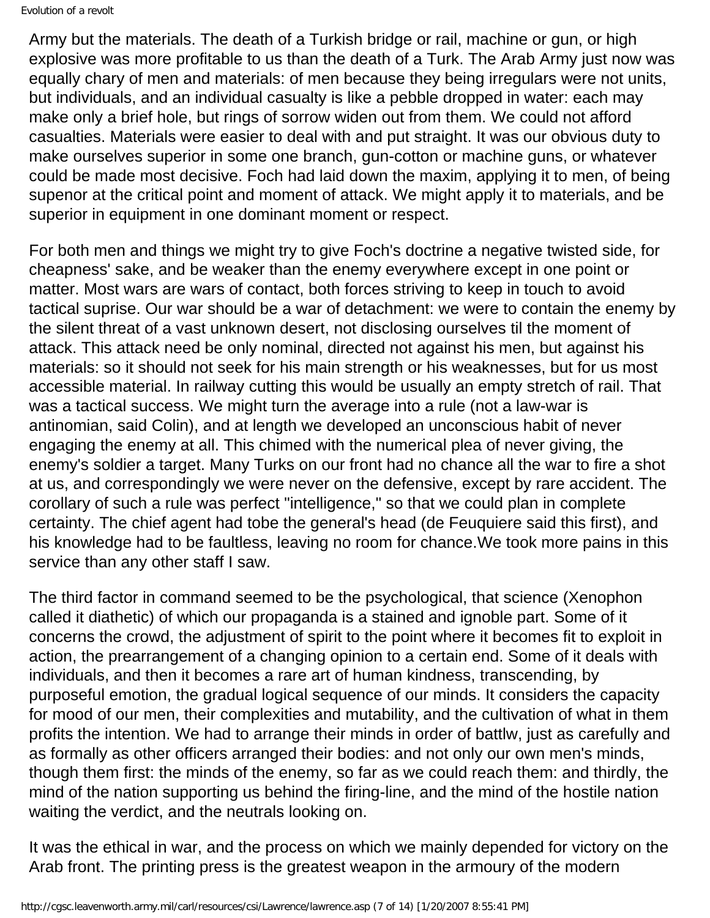Army but the materials. The death of a Turkish bridge or rail, machine or gun, or high explosive was more profitable to us than the death of a Turk. The Arab Army just now was equally chary of men and materials: of men because they being irregulars were not units, but individuals, and an individual casualty is like a pebble dropped in water: each may make only a brief hole, but rings of sorrow widen out from them. We could not afford casualties. Materials were easier to deal with and put straight. It was our obvious duty to make ourselves superior in some one branch, gun-cotton or machine guns, or whatever could be made most decisive. Foch had laid down the maxim, applying it to men, of being supenor at the critical point and moment of attack. We might apply it to materials, and be superior in equipment in one dominant moment or respect.

For both men and things we might try to give Foch's doctrine a negative twisted side, for cheapness' sake, and be weaker than the enemy everywhere except in one point or matter. Most wars are wars of contact, both forces striving to keep in touch to avoid tactical suprise. Our war should be a war of detachment: we were to contain the enemy by the silent threat of a vast unknown desert, not disclosing ourselves til the moment of attack. This attack need be only nominal, directed not against his men, but against his materials: so it should not seek for his main strength or his weaknesses, but for us most accessible material. In railway cutting this would be usually an empty stretch of rail. That was a tactical success. We might turn the average into a rule (not a law-war is antinomian, said Colin), and at length we developed an unconscious habit of never engaging the enemy at all. This chimed with the numerical plea of never giving, the enemy's soldier a target. Many Turks on our front had no chance all the war to fire a shot at us, and correspondingly we were never on the defensive, except by rare accident. The corollary of such a rule was perfect "intelligence," so that we could plan in complete certainty. The chief agent had tobe the general's head (de Feuquiere said this first), and his knowledge had to be faultless, leaving no room for chance.We took more pains in this service than any other staff I saw.

The third factor in command seemed to be the psychological, that science (Xenophon called it diathetic) of which our propaganda is a stained and ignoble part. Some of it concerns the crowd, the adjustment of spirit to the point where it becomes fit to exploit in action, the prearrangement of a changing opinion to a certain end. Some of it deals with individuals, and then it becomes a rare art of human kindness, transcending, by purposeful emotion, the gradual logical sequence of our minds. It considers the capacity for mood of our men, their complexities and mutability, and the cultivation of what in them profits the intention. We had to arrange their minds in order of battlw, just as carefully and as formally as other officers arranged their bodies: and not only our own men's minds, though them first: the minds of the enemy, so far as we could reach them: and thirdly, the mind of the nation supporting us behind the firing-line, and the mind of the hostile nation waiting the verdict, and the neutrals looking on.

It was the ethical in war, and the process on which we mainly depended for victory on the Arab front. The printing press is the greatest weapon in the armoury of the modern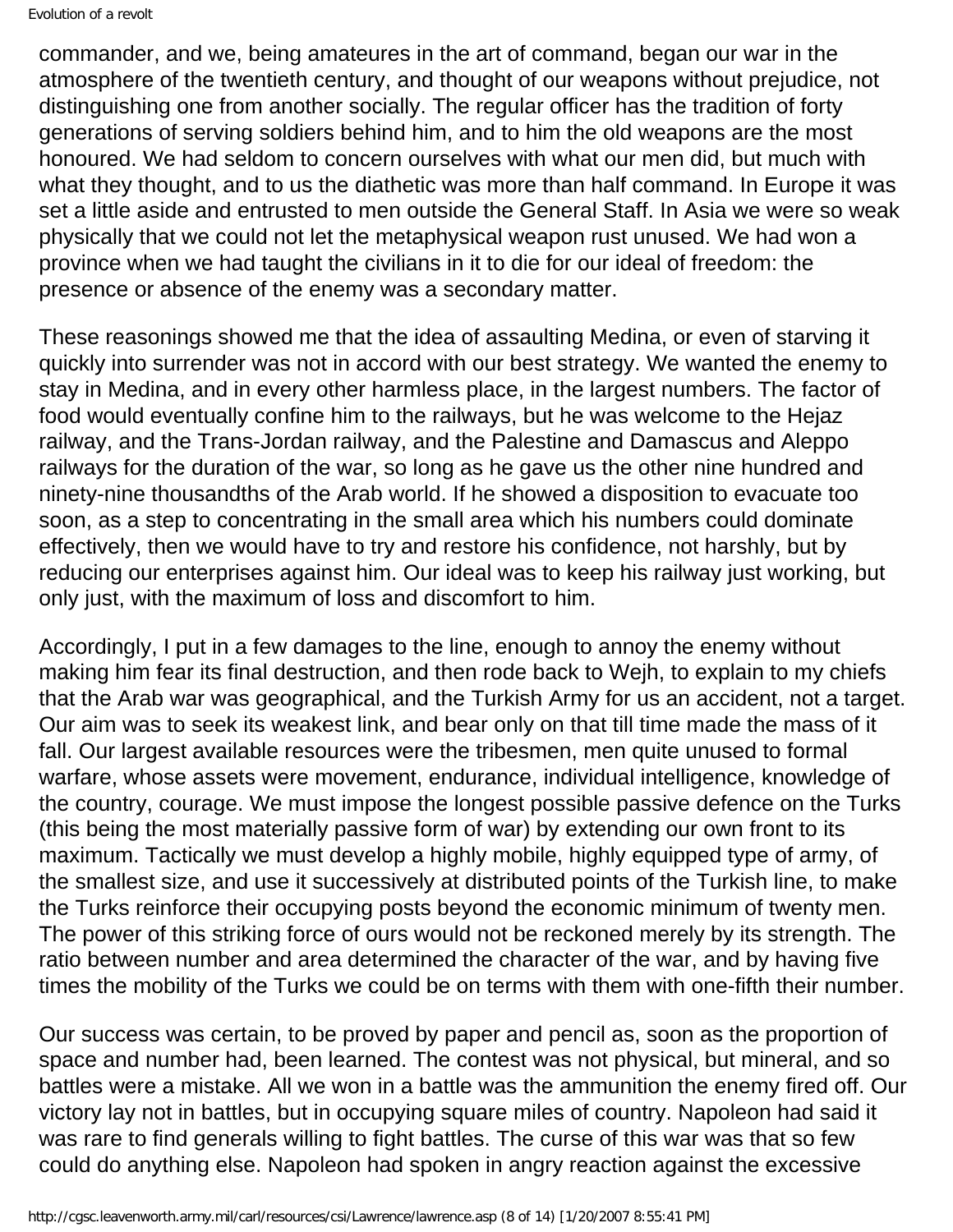commander, and we, being amateures in the art of command, began our war in the atmosphere of the twentieth century, and thought of our weapons without prejudice, not distinguishing one from another socially. The regular officer has the tradition of forty generations of serving soldiers behind him, and to him the old weapons are the most honoured. We had seldom to concern ourselves with what our men did, but much with what they thought, and to us the diathetic was more than half command. In Europe it was set a little aside and entrusted to men outside the General Staff. In Asia we were so weak physically that we could not let the metaphysical weapon rust unused. We had won a province when we had taught the civilians in it to die for our ideal of freedom: the presence or absence of the enemy was a secondary matter.

These reasonings showed me that the idea of assaulting Medina, or even of starving it quickly into surrender was not in accord with our best strategy. We wanted the enemy to stay in Medina, and in every other harmless place, in the largest numbers. The factor of food would eventually confine him to the railways, but he was welcome to the Hejaz railway, and the Trans-Jordan railway, and the Palestine and Damascus and Aleppo railways for the duration of the war, so long as he gave us the other nine hundred and ninety-nine thousandths of the Arab world. If he showed a disposition to evacuate too soon, as a step to concentrating in the small area which his numbers could dominate effectively, then we would have to try and restore his confidence, not harshly, but by reducing our enterprises against him. Our ideal was to keep his railway just working, but only just, with the maximum of loss and discomfort to him.

Accordingly, I put in a few damages to the line, enough to annoy the enemy without making him fear its final destruction, and then rode back to Wejh, to explain to my chiefs that the Arab war was geographical, and the Turkish Army for us an accident, not a target. Our aim was to seek its weakest link, and bear only on that till time made the mass of it fall. Our largest available resources were the tribesmen, men quite unused to formal warfare, whose assets were movement, endurance, individual intelligence, knowledge of the country, courage. We must impose the longest possible passive defence on the Turks (this being the most materially passive form of war) by extending our own front to its maximum. Tactically we must develop a highly mobile, highly equipped type of army, of the smallest size, and use it successively at distributed points of the Turkish line, to make the Turks reinforce their occupying posts beyond the economic minimum of twenty men. The power of this striking force of ours would not be reckoned merely by its strength. The ratio between number and area determined the character of the war, and by having five times the mobility of the Turks we could be on terms with them with one-fifth their number.

Our success was certain, to be proved by paper and pencil as, soon as the proportion of space and number had, been learned. The contest was not physical, but mineral, and so battles were a mistake. All we won in a battle was the ammunition the enemy fired off. Our victory lay not in battles, but in occupying square miles of country. Napoleon had said it was rare to find generals willing to fight battles. The curse of this war was that so few could do anything else. Napoleon had spoken in angry reaction against the excessive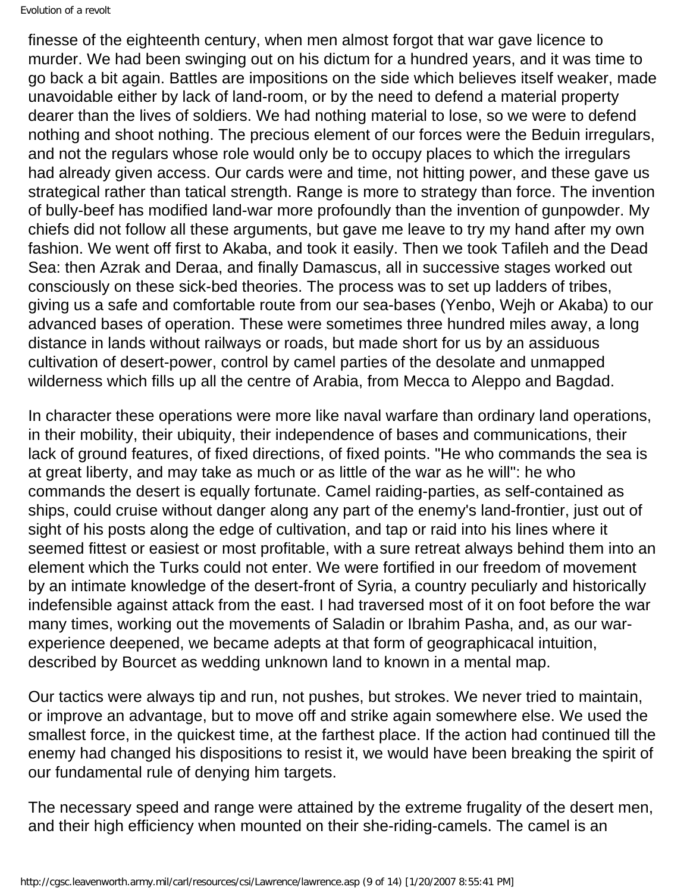finesse of the eighteenth century, when men almost forgot that war gave licence to murder. We had been swinging out on his dictum for a hundred years, and it was time to go back a bit again. Battles are impositions on the side which believes itself weaker, made unavoidable either by lack of land-room, or by the need to defend a material property dearer than the lives of soldiers. We had nothing material to lose, so we were to defend nothing and shoot nothing. The precious element of our forces were the Beduin irregulars, and not the regulars whose role would only be to occupy places to which the irregulars had already given access. Our cards were and time, not hitting power, and these gave us strategical rather than tatical strength. Range is more to strategy than force. The invention of bully-beef has modified land-war more profoundly than the invention of gunpowder. My chiefs did not follow all these arguments, but gave me leave to try my hand after my own fashion. We went off first to Akaba, and took it easily. Then we took Tafileh and the Dead Sea: then Azrak and Deraa, and finally Damascus, all in successive stages worked out consciously on these sick-bed theories. The process was to set up ladders of tribes, giving us a safe and comfortable route from our sea-bases (Yenbo, Wejh or Akaba) to our advanced bases of operation. These were sometimes three hundred miles away, a long distance in lands without railways or roads, but made short for us by an assiduous cultivation of desert-power, control by camel parties of the desolate and unmapped wilderness which fills up all the centre of Arabia, from Mecca to Aleppo and Bagdad.

In character these operations were more like naval warfare than ordinary land operations, in their mobility, their ubiquity, their independence of bases and communications, their lack of ground features, of fixed directions, of fixed points. "He who commands the sea is at great liberty, and may take as much or as little of the war as he will": he who commands the desert is equally fortunate. Camel raiding-parties, as self-contained as ships, could cruise without danger along any part of the enemy's land-frontier, just out of sight of his posts along the edge of cultivation, and tap or raid into his lines where it seemed fittest or easiest or most profitable, with a sure retreat always behind them into an element which the Turks could not enter. We were fortified in our freedom of movement by an intimate knowledge of the desert-front of Syria, a country peculiarly and historically indefensible against attack from the east. I had traversed most of it on foot before the war many times, working out the movements of Saladin or Ibrahim Pasha, and, as our war-experience deepened, we became adepts at that form of geographicacal intuition, described by Bourcet as wedding unknown land to known in a mental map.

Our tactics were always tip and run, not pushes, but strokes. We never tried to maintain, or improve an advantage, but to move off and strike again somewhere else. We used the smallest force, in the quickest time, at the farthest place. If the action had continued till the enemy had changed his dispositions to resist it, we would have been breaking the spirit of our fundamental rule of denying him targets.

The necessary speed and range were attained by the extreme frugality of the desert men, and their high efficiency when mounted on their she-riding-camels. The camel is an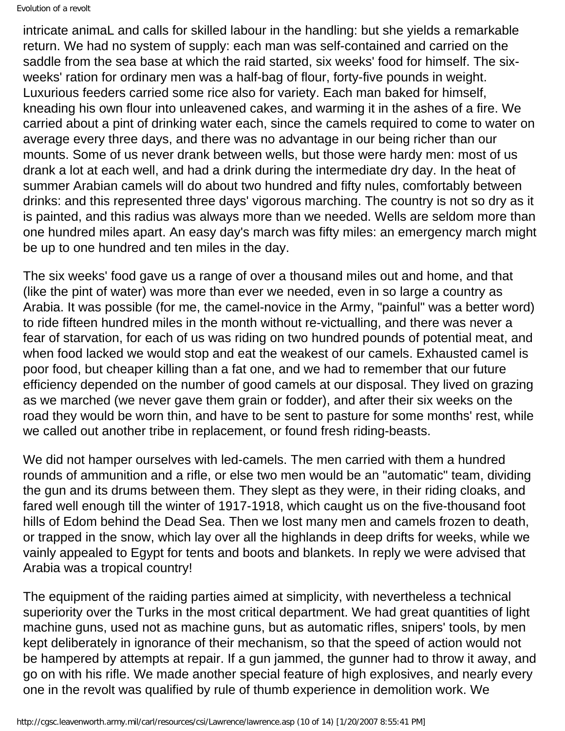intricate animaL and calls for skilled labour in the handling: but she yields a remarkable return. We had no system of supply: each man was self-contained and carried on the saddle from the sea base at which the raid started, six weeks' food for himself. The six-weeks' ration for ordinary men was a half-bag of flour, forty-five pounds in weight. Luxurious feeders carried some rice also for variety. Each man baked for himself, kneading his own flour into unleavened cakes, and warming it in the ashes of a fire. We carried about a pint of drinking water each, since the camels required to come to water on average every three days, and there was no advantage in our being richer than our mounts. Some of us never drank between wells, but those were hardy men: most of us drank a lot at each well, and had a drink during the intermediate dry day. In the heat of summer Arabian camels will do about two hundred and fifty nules, comfortably between drinks: and this represented three days' vigorous marching. The country is not so dry as it is painted, and this radius was always more than we needed. Wells are seldom more than one hundred miles apart. An easy day's march was fifty miles: an emergency march might be up to one hundred and ten miles in the day.

The six weeks' food gave us a range of over a thousand miles out and home, and that (like the pint of water) was more than ever we needed, even in so large a country as Arabia. It was possible (for me, the camel-novice in the Army, "painful" was a better word) to ride fifteen hundred miles in the month without re-victualling, and there was never a fear of starvation, for each of us was riding on two hundred pounds of potential meat, and when food lacked we would stop and eat the weakest of our camels. Exhausted camel is poor food, but cheaper killing than a fat one, and we had to remember that our future efficiency depended on the number of good camels at our disposal. They lived on grazing as we marched (we never gave them grain or fodder), and after their six weeks on the road they would be worn thin, and have to be sent to pasture for some months' rest, while we called out another tribe in replacement, or found fresh riding-beasts.

We did not hamper ourselves with led-camels. The men carried with them a hundred rounds of ammunition and a rifle, or else two men would be an "automatic" team, dividing the gun and its drums between them. They slept as they were, in their riding cloaks, and fared well enough till the winter of 1917-1918, which caught us on the five-thousand foot hills of Edom behind the Dead Sea. Then we lost many men and camels frozen to death, or trapped in the snow, which lay over all the highlands in deep drifts for weeks, while we vainly appealed to Egypt for tents and boots and blankets. In reply we were advised that Arabia was a tropical country!

The equipment of the raiding parties aimed at simplicity, with nevertheless a technical superiority over the Turks in the most critical department. We had great quantities of light machine guns, used not as machine guns, but as automatic rifles, snipers' tools, by men kept deliberately in ignorance of their mechanism, so that the speed of action would not be hampered by attempts at repair. If a gun jammed, the gunner had to throw it away, and go on with his rifle. We made another special feature of high explosives, and nearly every one in the revolt was qualified by rule of thumb experience in demolition work. We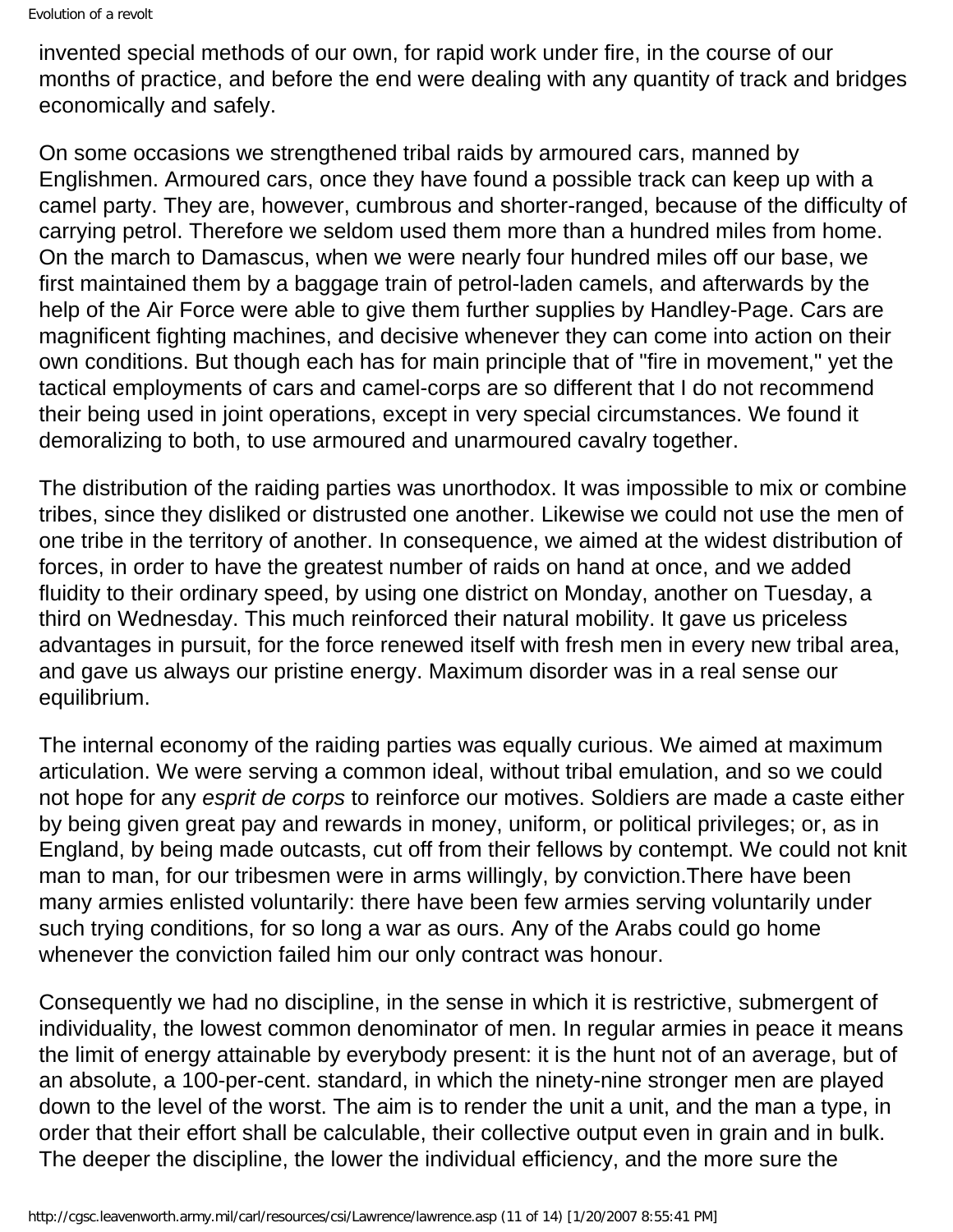invented special methods of our own, for rapid work under fire, in the course of our months of practice, and before the end were dealing with any quantity of track and bridges economically and safely.

On some occasions we strengthened tribal raids by armoured cars, manned by Englishmen. Armoured cars, once they have found a possible track can keep up with a camel party. They are, however, cumbrous and shorter-ranged, because of the difficulty of carrying petrol. Therefore we seldom used them more than a hundred miles from home. On the march to Damascus, when we were nearly four hundred miles off our base, we first maintained them by a baggage train of petrol-laden camels, and afterwards by the help of the Air Force were able to give them further supplies by Handley-Page. Cars are magnificent fighting machines, and decisive whenever they can come into action on their own conditions. But though each has for main principle that of "fire in movement," yet the tactical employments of cars and camel-corps are so different that I do not recommend their being used in joint operations, except in very special circumstances. We found it demoralizing to both, to use armoured and unarmoured cavalry together.

The distribution of the raiding parties was unorthodox. It was impossible to mix or combine tribes, since they disliked or distrusted one another. Likewise we could not use the men of one tribe in the territory of another. In consequence, we aimed at the widest distribution of forces, in order to have the greatest number of raids on hand at once, and we added fluidity to their ordinary speed, by using one district on Monday, another on Tuesday, a third on Wednesday. This much reinforced their natural mobility. It gave us priceless advantages in pursuit, for the force renewed itself with fresh men in every new tribal area, and gave us always our pristine energy. Maximum disorder was in a real sense our equilibrium.

The internal economy of the raiding parties was equally curious. We aimed at maximum articulation. We were serving a common ideal, without tribal emulation, and so we could not hope for any *esprit de corps* to reinforce our motives. Soldiers are made a caste either by being given great pay and rewards in money, uniform, or political privileges; or, as in England, by being made outcasts, cut off from their fellows by contempt. We could not knit man to man, for our tribesmen were in arms willingly, by conviction.There have been many armies enlisted voluntarily: there have been few armies serving voluntarily under such trying conditions, for so long a war as ours. Any of the Arabs could go home whenever the conviction failed him our only contract was honour.

Consequently we had no discipline, in the sense in which it is restrictive, submergent of individuality, the lowest common denominator of men. In regular armies in peace it means the limit of energy attainable by everybody present: it is the hunt not of an average, but of an absolute, a 100-per-cent. standard, in which the ninety-nine stronger men are played down to the level of the worst. The aim is to render the unit a unit, and the man a type, in order that their effort shall be calculable, their collective output even in grain and in bulk. The deeper the discipline, the lower the individual efficiency, and the more sure the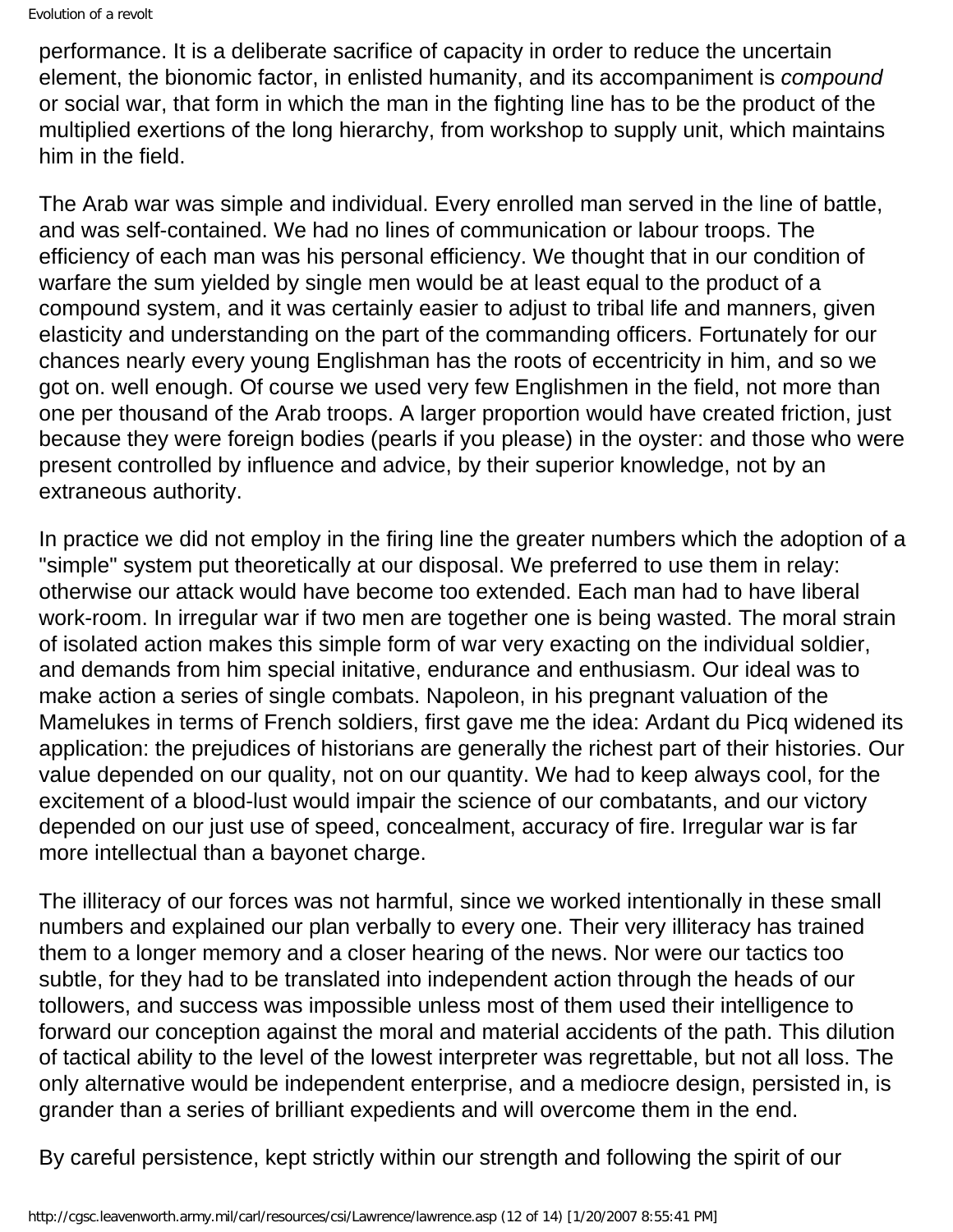performance. It is a deliberate sacrifice of capacity in order to reduce the uncertain element, the bionomic factor, in enlisted humanity, and its accompaniment is *compound* or social war, that form in which the man in the fighting line has to be the product of the multiplied exertions of the long hierarchy, from workshop to supply unit, which maintains him in the field.

The Arab war was simple and individual. Every enrolled man served in the line of battle, and was self-contained. We had no lines of communication or labour troops. The efficiency of each man was his personal efficiency. We thought that in our condition of warfare the sum yielded by single men would be at least equal to the product of a compound system, and it was certainly easier to adjust to tribal life and manners, given elasticity and understanding on the part of the commanding officers. Fortunately for our chances nearly every young Englishman has the roots of eccentricity in him, and so we got on. well enough. Of course we used very few Englishmen in the field, not more than one per thousand of the Arab troops. A larger proportion would have created friction, just because they were foreign bodies (pearls if you please) in the oyster: and those who were present controlled by influence and advice, by their superior knowledge, not by an extraneous authority.

In practice we did not employ in the firing line the greater numbers which the adoption of a "simple" system put theoretically at our disposal. We preferred to use them in relay: otherwise our attack would have become too extended. Each man had to have liberal work-room. In irregular war if two men are together one is being wasted. The moral strain of isolated action makes this simple form of war very exacting on the individual soldier, and demands from him special initative, endurance and enthusiasm. Our ideal was to make action a series of single combats. Napoleon, in his pregnant valuation of the Mamelukes in terms of French soldiers, first gave me the idea: Ardant du Picq widened its application: the prejudices of historians are generally the richest part of their histories. Our value depended on our quality, not on our quantity. We had to keep always cool, for the excitement of a blood-lust would impair the science of our combatants, and our victory depended on our just use of speed, concealment, accuracy of fire. Irregular war is far more intellectual than a bayonet charge.

The illiteracy of our forces was not harmful, since we worked intentionally in these small numbers and explained our plan verbally to every one. Their very illiteracy has trained them to a longer memory and a closer hearing of the news. Nor were our tactics too subtle, for they had to be translated into independent action through the heads of our tollowers, and success was impossible unless most of them used their intelligence to forward our conception against the moral and material accidents of the path. This dilution of tactical ability to the level of the lowest interpreter was regrettable, but not all loss. The only alternative would be independent enterprise, and a mediocre design, persisted in, is grander than a series of brilliant expedients and will overcome them in the end.

By careful persistence, kept strictly within our strength and following the spirit of our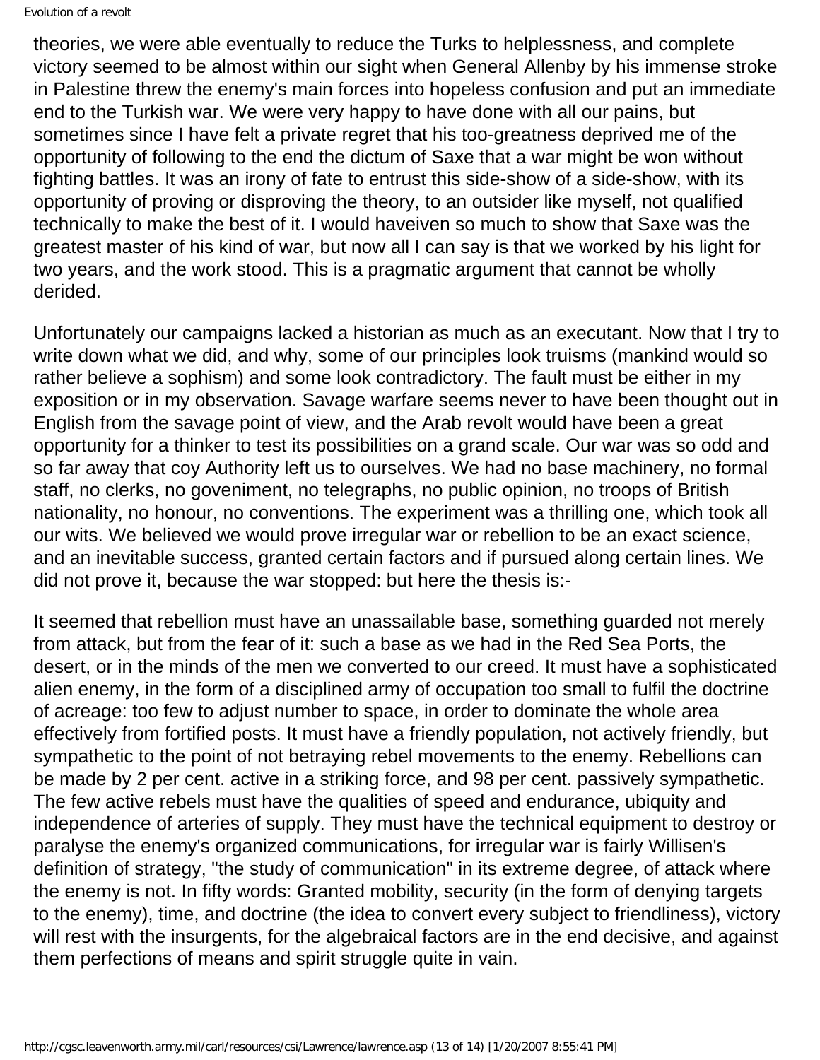theories, we were able eventually to reduce the Turks to helplessness, and complete victory seemed to be almost within our sight when General Allenby by his immense stroke in Palestine threw the enemy's main forces into hopeless confusion and put an immediate end to the Turkish war. We were very happy to have done with all our pains, but sometimes since I have felt a private regret that his too-greatness deprived me of the opportunity of following to the end the dictum of Saxe that a war might be won without fighting battles. It was an irony of fate to entrust this side-show of a side-show, with its opportunity of proving or disproving the theory, to an outsider like myself, not qualified technically to make the best of it. I would haveiven so much to show that Saxe was the greatest master of his kind of war, but now all I can say is that we worked by his light for two years, and the work stood. This is a pragmatic argument that cannot be wholly derided.

Unfortunately our campaigns lacked a historian as much as an executant. Now that I try to write down what we did, and why, some of our principles look truisms (mankind would so rather believe a sophism) and some look contradictory. The fault must be either in my exposition or in my observation. Savage warfare seems never to have been thought out in English from the savage point of view, and the Arab revolt would have been a great opportunity for a thinker to test its possibilities on a grand scale. Our war was so odd and so far away that coy Authority left us to ourselves. We had no base machinery, no formal staff, no clerks, no goveniment, no telegraphs, no public opinion, no troops of British nationality, no honour, no conventions. The experiment was a thrilling one, which took all our wits. We believed we would prove irregular war or rebellion to be an exact science, and an inevitable success, granted certain factors and if pursued along certain lines. We did not prove it, because the war stopped: but here the thesis is:-

It seemed that rebellion must have an unassailable base, something guarded not merely from attack, but from the fear of it: such a base as we had in the Red Sea Ports, the desert, or in the minds of the men we converted to our creed. It must have a sophisticated alien enemy, in the form of a disciplined army of occupation too small to fulfil the doctrine of acreage: too few to adjust number to space, in order to dominate the whole area effectively from fortified posts. It must have a friendly population, not actively friendly, but sympathetic to the point of not betraying rebel movements to the enemy. Rebellions can be made by 2 per cent. active in a striking force, and 98 per cent. passively sympathetic. The few active rebels must have the qualities of speed and endurance, ubiquity and independence of arteries of supply. They must have the technical equipment to destroy or paralyse the enemy's organized communications, for irregular war is fairly Willisen's definition of strategy, "the study of communication" in its extreme degree, of attack where the enemy is not. In fifty words: Granted mobility, security (in the form of denying targets to the enemy), time, and doctrine (the idea to convert every subject to friendliness), victory will rest with the insurgents, for the algebraical factors are in the end decisive, and against them perfections of means and spirit struggle quite in vain.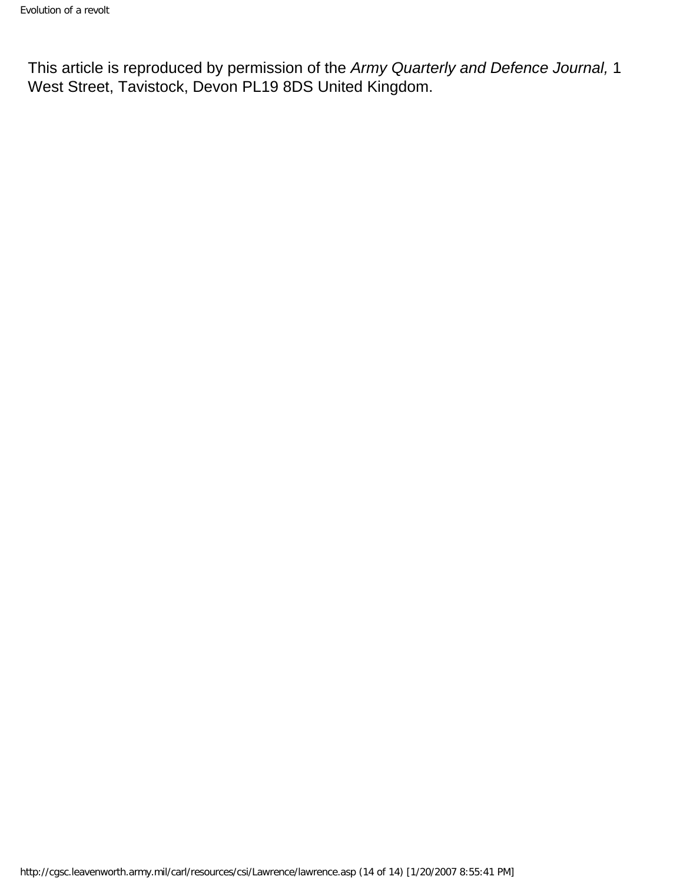This article is reproduced by permission of the *Army Quarterly and Defence Journal,* 1 West Street, Tavistock, Devon PL19 8DS United Kingdom.